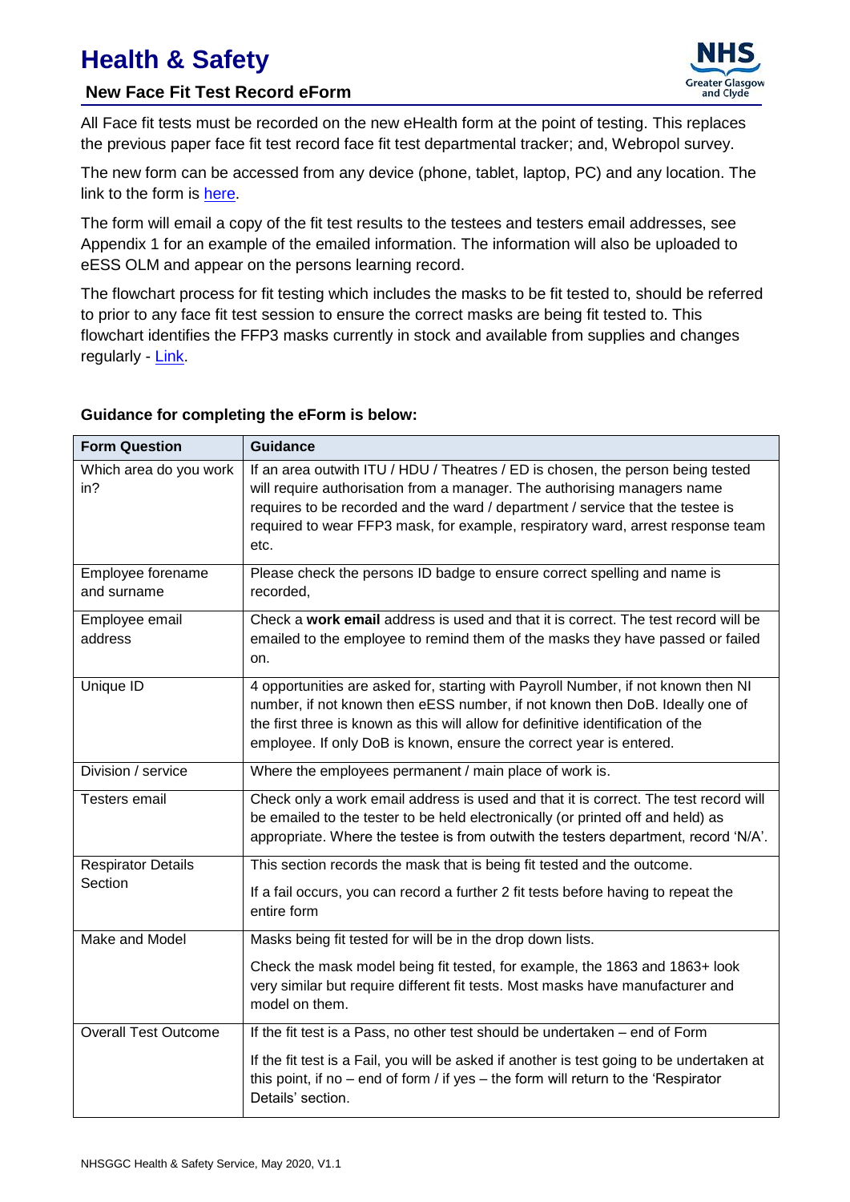# Health & Safety

## New Face Fit Test Record eForm

All Face fit tests must be recorded on the new eHealth form at the point of testing. This replaces the previous paper face fit test record face fit test departmental tracker; and, Webropol survey.

The new form can be accessed from any device (phone, tablet, laptop, PC) and any location. The link to the form is here.

The form will email a copy of the fit test results to the testees and testers email addresses, see Appendix 1 for an example of the emailed information. The information will also be uploaded to eESS OLM and appear on the persons learning record.

The flowchart process for fit testing which includes the masks to be fit tested to, should be referred to prior to any face fit test session to ensure the correct masks are being fit tested to. This flowchart identifies the FFP3 masks currently in stock and available from supplies and changes regularly - Link.

**Guidance for completing the eForm is below:**

| Form Question | Guidance |
|---|---|
| Which area do you work in? | If an area outwith ITU / HDU / Theatres / ED is chosen, the person being tested will require authorisation from a manager. The authorising managers name requires to be recorded and the ward / department / service that the testee is required to wear FFP3 mask, for example, respiratory ward, arrest response team etc. |
| Employee forename and surname | Please check the persons ID badge to ensure correct spelling and name is recorded, |
| Employee email address | Check a **work email** address is used and that it is correct. The test record will be emailed to the employee to remind them of the masks they have passed or failed on. |
| Unique ID | 4 opportunities are asked for, starting with Payroll Number, if not known then NI number, if not known then eESS number, if not known then DoB. Ideally one of the first three is known as this will allow for definitive identification of the employee. If only DoB is known, ensure the correct year is entered. |
| Division / service | Where the employees permanent / main place of work is. |
| Testers email | Check only a work email address is used and that it is correct. The test record will be emailed to the tester to be held electronically (or printed off and held) as appropriate. Where the testee is from outwith the testers department, record 'N/A'. |
| Respirator Details Section | This section records the mask that is being fit tested and the outcome.<br><br>If a fail occurs, you can record a further 2 fit tests before having to repeat the entire form |
| Make and Model | Masks being fit tested for will be in the drop down lists.<br><br>Check the mask model being fit tested, for example, the 1863 and 1863+ look very similar but require different fit tests. Most masks have manufacturer and model on them. |
| Overall Test Outcome | If the fit test is a Pass, no other test should be undertaken – end of Form<br><br>If the fit test is a Fail, you will be asked if another is test going to be undertaken at this point, if no – end of form / if yes – the form will return to the 'Respirator Details' section. |

NHSGGC Health & Safety Service, May 2020, V1.1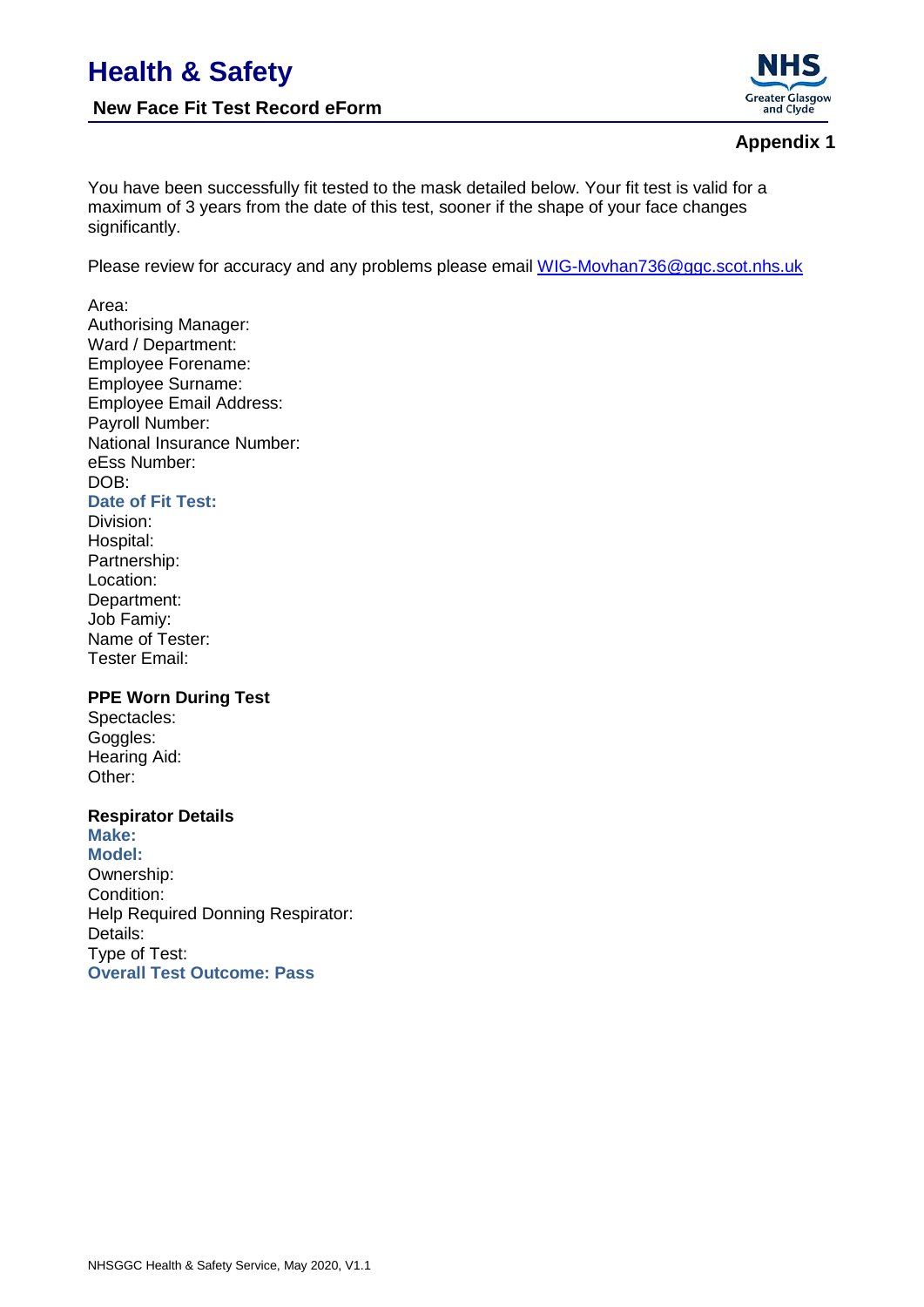# Health & Safety

## New Face Fit Test Record eForm

**Appendix 1**

You have been successfully fit tested to the mask detailed below. Your fit test is valid for a maximum of 3 years from the date of this test, sooner if the shape of your face changes significantly.

Please review for accuracy and any problems please email WIG-Movhan736@ggc.scot.nhs.uk

Area:
Authorising Manager:
Ward / Department:
Employee Forename:
Employee Surname:
Employee Email Address:
Payroll Number:
National Insurance Number:
eEss Number:
DOB:
**Date of Fit Test:**
Division:
Hospital:
Partnership:
Location:
Department:
Job Famiy:
Name of Tester:
Tester Email:

**PPE Worn During Test**
Spectacles:
Goggles:
Hearing Aid:
Other:

**Respirator Details**
**Make:**
**Model:**
Ownership:
Condition:
Help Required Donning Respirator:
Details:
Type of Test:
**Overall Test Outcome: Pass**

NHSGGC Health & Safety Service, May 2020, V1.1